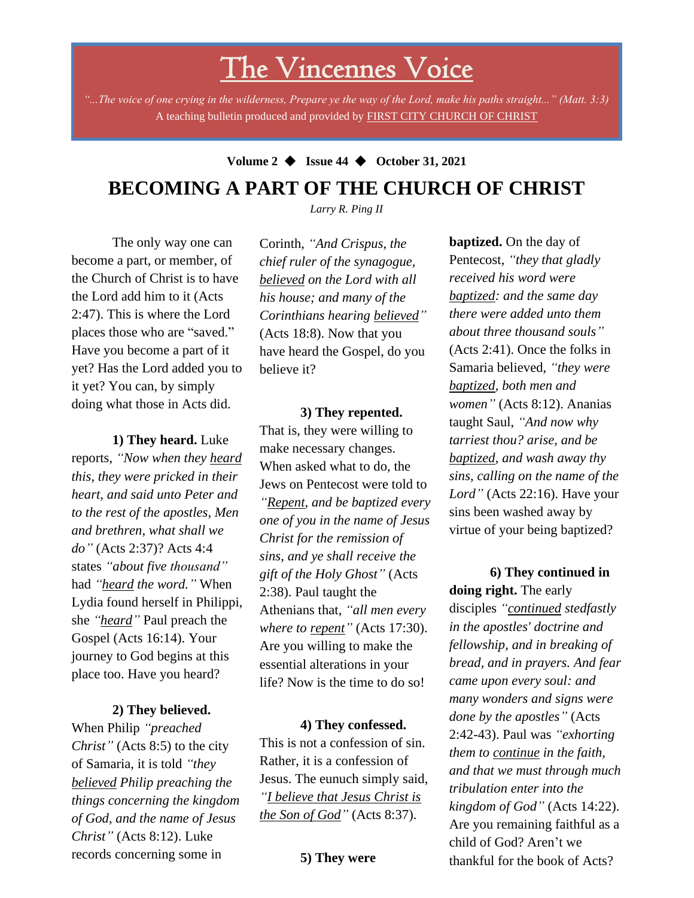# The Vincennes Voice

*"...The voice of one crying in the wilderness, Prepare ye the way of the Lord, make his paths straight..." (Matt. 3:3)*
A teaching bulletin produced and provided by FIRST CITY CHURCH OF CHRIST

**Volume 2 ◆ Issue 44 ◆ October 31, 2021**

## BECOMING A PART OF THE CHURCH OF CHRIST

*Larry R. Ping II*

The only way one can become a part, or member, of the Church of Christ is to have the Lord add him to it (Acts 2:47). This is where the Lord places those who are "saved." Have you become a part of it yet? Has the Lord added you to it yet? You can, by simply doing what those in Acts did.

**1) They heard.** Luke reports, *"Now when they heard this, they were pricked in their heart, and said unto Peter and to the rest of the apostles, Men and brethren, what shall we do"* (Acts 2:37)? Acts 4:4 states *"about five thousand"* had *"heard the word."* When Lydia found herself in Philippi, she *"heard"* Paul preach the Gospel (Acts 16:14). Your journey to God begins at this place too. Have you heard?

**2) They believed.** When Philip *"preached Christ"* (Acts 8:5) to the city of Samaria, it is told *"they believed Philip preaching the things concerning the kingdom of God, and the name of Jesus Christ"* (Acts 8:12). Luke records concerning some in Corinth, *"And Crispus, the chief ruler of the synagogue, believed on the Lord with all his house; and many of the Corinthians hearing believed"* (Acts 18:8). Now that you have heard the Gospel, do you believe it?

**3) They repented.** That is, they were willing to make necessary changes. When asked what to do, the Jews on Pentecost were told to *"Repent, and be baptized every one of you in the name of Jesus Christ for the remission of sins, and ye shall receive the gift of the Holy Ghost"* (Acts 2:38). Paul taught the Athenians that, *"all men every where to repent"* (Acts 17:30). Are you willing to make the essential alterations in your life? Now is the time to do so!

**4) They confessed.** This is not a confession of sin. Rather, it is a confession of Jesus. The eunuch simply said, *"I believe that Jesus Christ is the Son of God"* (Acts 8:37).

**5) They were baptized.** On the day of Pentecost, *"they that gladly received his word were baptized: and the same day there were added unto them about three thousand souls"* (Acts 2:41). Once the folks in Samaria believed, *"they were baptized, both men and women"* (Acts 8:12). Ananias taught Saul, *"And now why tarriest thou? arise, and be baptized, and wash away thy sins, calling on the name of the Lord"* (Acts 22:16). Have your sins been washed away by virtue of your being baptized?

**6) They continued in doing right.** The early disciples *"continued stedfastly in the apostles' doctrine and fellowship, and in breaking of bread, and in prayers. And fear came upon every soul: and many wonders and signs were done by the apostles"* (Acts 2:42-43). Paul was *"exhorting them to continue in the faith, and that we must through much tribulation enter into the kingdom of God"* (Acts 14:22). Are you remaining faithful as a child of God? Aren't we thankful for the book of Acts?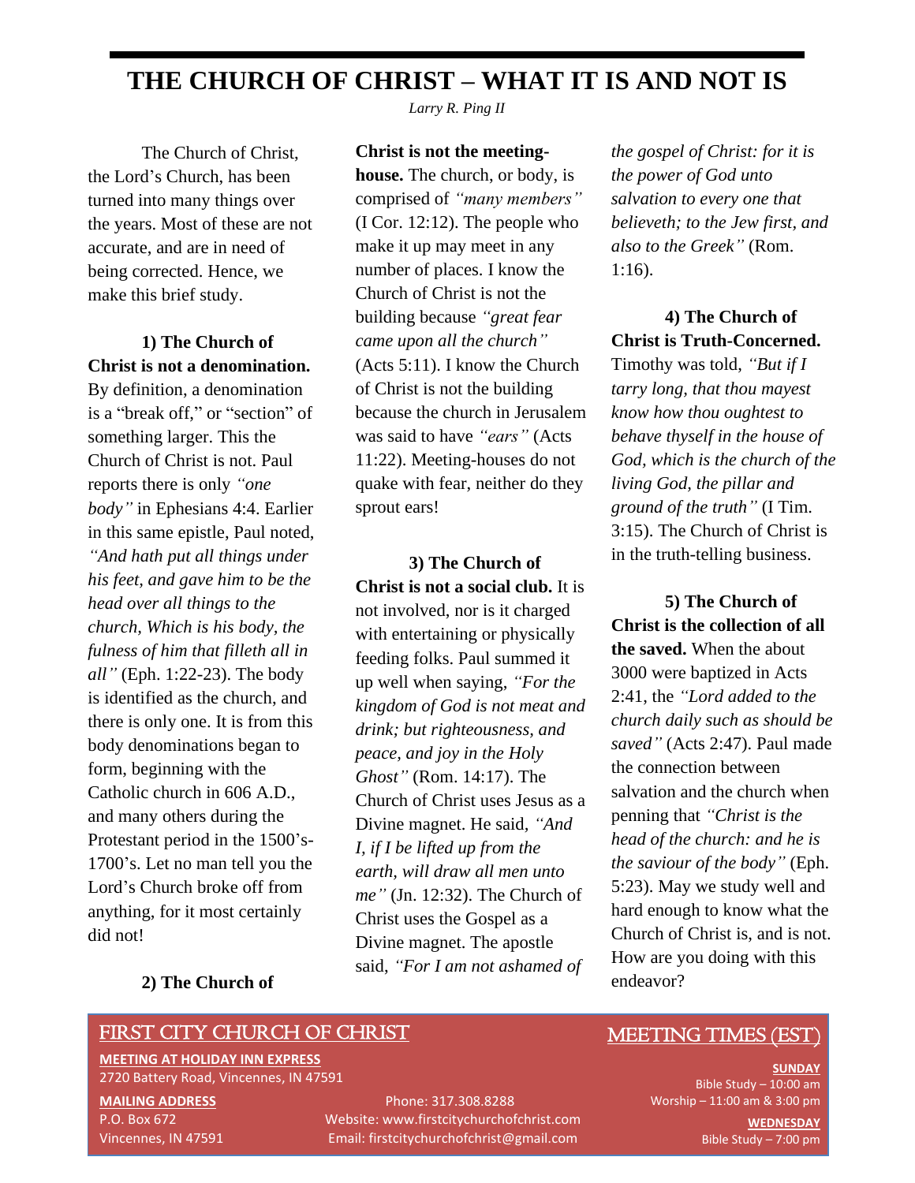# THE CHURCH OF CHRIST – WHAT IT IS AND NOT IS

*Larry R. Ping II*

The Church of Christ, the Lord's Church, has been turned into many things over the years. Most of these are not accurate, and are in need of being corrected. Hence, we make this brief study.

**1) The Church of Christ is not a denomination.** By definition, a denomination is a "break off," or "section" of something larger. This the Church of Christ is not. Paul reports there is only *"one body"* in Ephesians 4:4. Earlier in this same epistle, Paul noted, *"And hath put all things under his feet, and gave him to be the head over all things to the church, Which is his body, the fulness of him that filleth all in all"* (Eph. 1:22-23). The body is identified as the church, and there is only one. It is from this body denominations began to form, beginning with the Catholic church in 606 A.D., and many others during the Protestant period in the 1500's-1700's. Let no man tell you the Lord's Church broke off from anything, for it most certainly did not!

**2) The Church of Christ is not the meeting-house.** The church, or body, is comprised of *"many members"* (I Cor. 12:12). The people who make it up may meet in any number of places. I know the Church of Christ is not the building because *"great fear came upon all the church"* (Acts 5:11). I know the Church of Christ is not the building because the church in Jerusalem was said to have *"ears"* (Acts 11:22). Meeting-houses do not quake with fear, neither do they sprout ears!

**3) The Church of Christ is not a social club.** It is not involved, nor is it charged with entertaining or physically feeding folks. Paul summed it up well when saying, *"For the kingdom of God is not meat and drink; but righteousness, and peace, and joy in the Holy Ghost"* (Rom. 14:17). The Church of Christ uses Jesus as a Divine magnet. He said, *"And I, if I be lifted up from the earth, will draw all men unto me"* (Jn. 12:32). The Church of Christ uses the Gospel as a Divine magnet. The apostle said, *"For I am not ashamed of the gospel of Christ: for it is the power of God unto salvation to every one that believeth; to the Jew first, and also to the Greek"* (Rom. 1:16).

**4) The Church of Christ is Truth-Concerned.** Timothy was told, *"But if I tarry long, that thou mayest know how thou oughtest to behave thyself in the house of God, which is the church of the living God, the pillar and ground of the truth"* (I Tim. 3:15). The Church of Christ is in the truth-telling business.

**5) The Church of Christ is the collection of all the saved.** When the about 3000 were baptized in Acts 2:41, the *"Lord added to the church daily such as should be saved"* (Acts 2:47). Paul made the connection between salvation and the church when penning that *"Christ is the head of the church: and he is the saviour of the body"* (Eph. 5:23). May we study well and hard enough to know what the Church of Christ is, and is not. How are you doing with this endeavor?

## FIRST CITY CHURCH OF CHRIST

**MEETING AT HOLIDAY INN EXPRESS**
2720 Battery Road, Vincennes, IN 47591

**MAILING ADDRESS**
P.O. Box 672
Vincennes, IN 47591

Phone: 317.308.8288
Website: www.firstcitychurchofchrist.com
Email: firstcitychurchofchrist@gmail.com

## MEETING TIMES (EST)

**SUNDAY**
Bible Study – 10:00 am
Worship – 11:00 am & 3:00 pm

**WEDNESDAY**
Bible Study – 7:00 pm